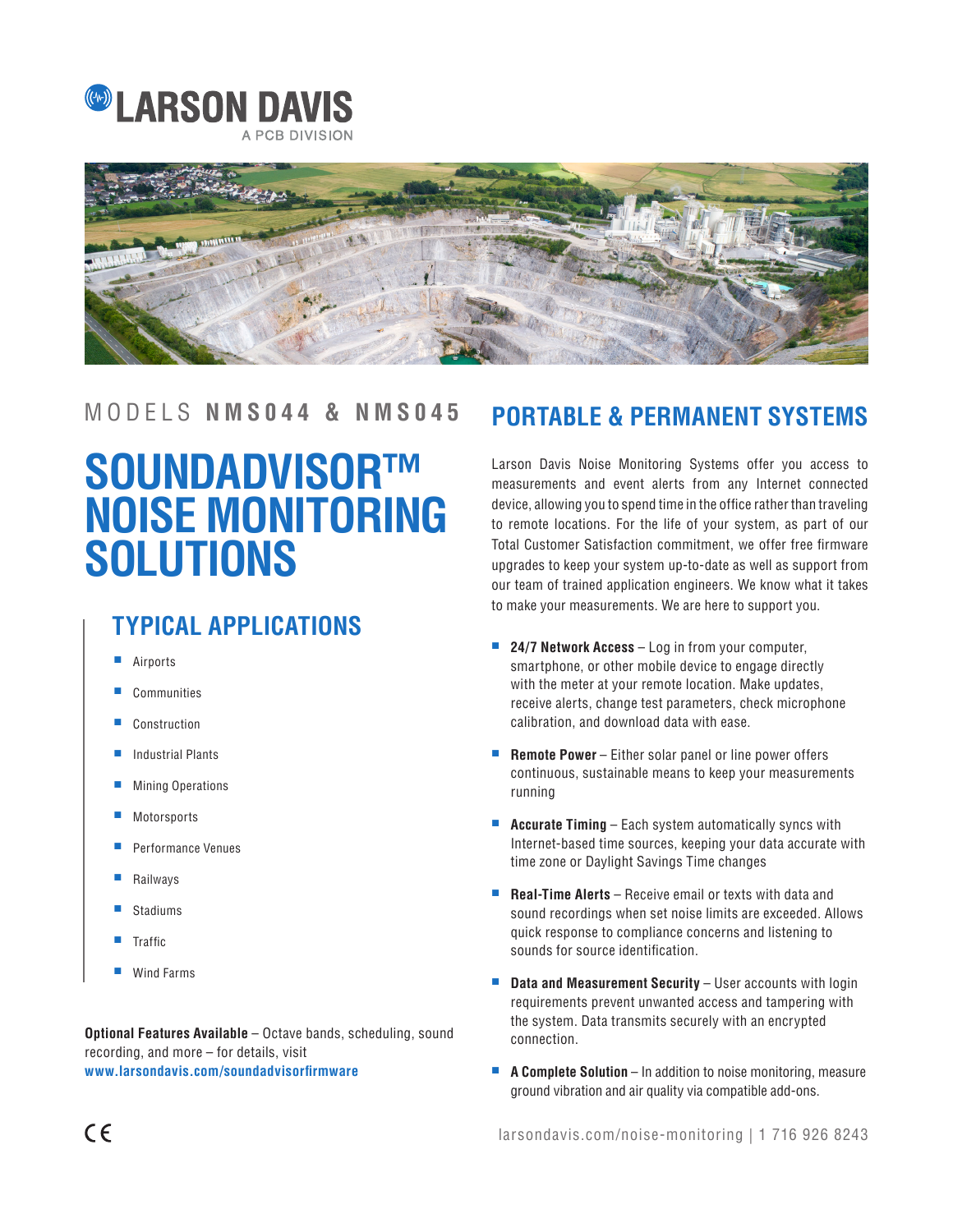LARSON DAVIS
A PCB DIVISION

MODELS **NMS044 & NMS045**

# SOUNDADVISOR™ NOISE MONITORING SOLUTIONS

## TYPICAL APPLICATIONS

- Airports
- Communities
- Construction
- Industrial Plants
- Mining Operations
- Motorsports
- Performance Venues
- Railways
- Stadiums
- Traffic
- Wind Farms

**Optional Features Available** – Octave bands, scheduling, sound recording, and more – for details, visit **www.larsondavis.com/soundadvisorfirmware**

## PORTABLE & PERMANENT SYSTEMS

Larson Davis Noise Monitoring Systems offer you access to measurements and event alerts from any Internet connected device, allowing you to spend time in the office rather than traveling to remote locations. For the life of your system, as part of our Total Customer Satisfaction commitment, we offer free firmware upgrades to keep your system up-to-date as well as support from our team of trained application engineers. We know what it takes to make your measurements. We are here to support you.

- **24/7 Network Access** – Log in from your computer, smartphone, or other mobile device to engage directly with the meter at your remote location. Make updates, receive alerts, change test parameters, check microphone calibration, and download data with ease.
- **Remote Power** – Either solar panel or line power offers continuous, sustainable means to keep your measurements running
- **Accurate Timing** – Each system automatically syncs with Internet-based time sources, keeping your data accurate with time zone or Daylight Savings Time changes
- **Real-Time Alerts** – Receive email or texts with data and sound recordings when set noise limits are exceeded. Allows quick response to compliance concerns and listening to sounds for source identification.
- **Data and Measurement Security** – User accounts with login requirements prevent unwanted access and tampering with the system. Data transmits securely with an encrypted connection.
- **A Complete Solution** – In addition to noise monitoring, measure ground vibration and air quality via compatible add-ons.

CE

larsondavis.com/noise-monitoring | 1 716 926 8243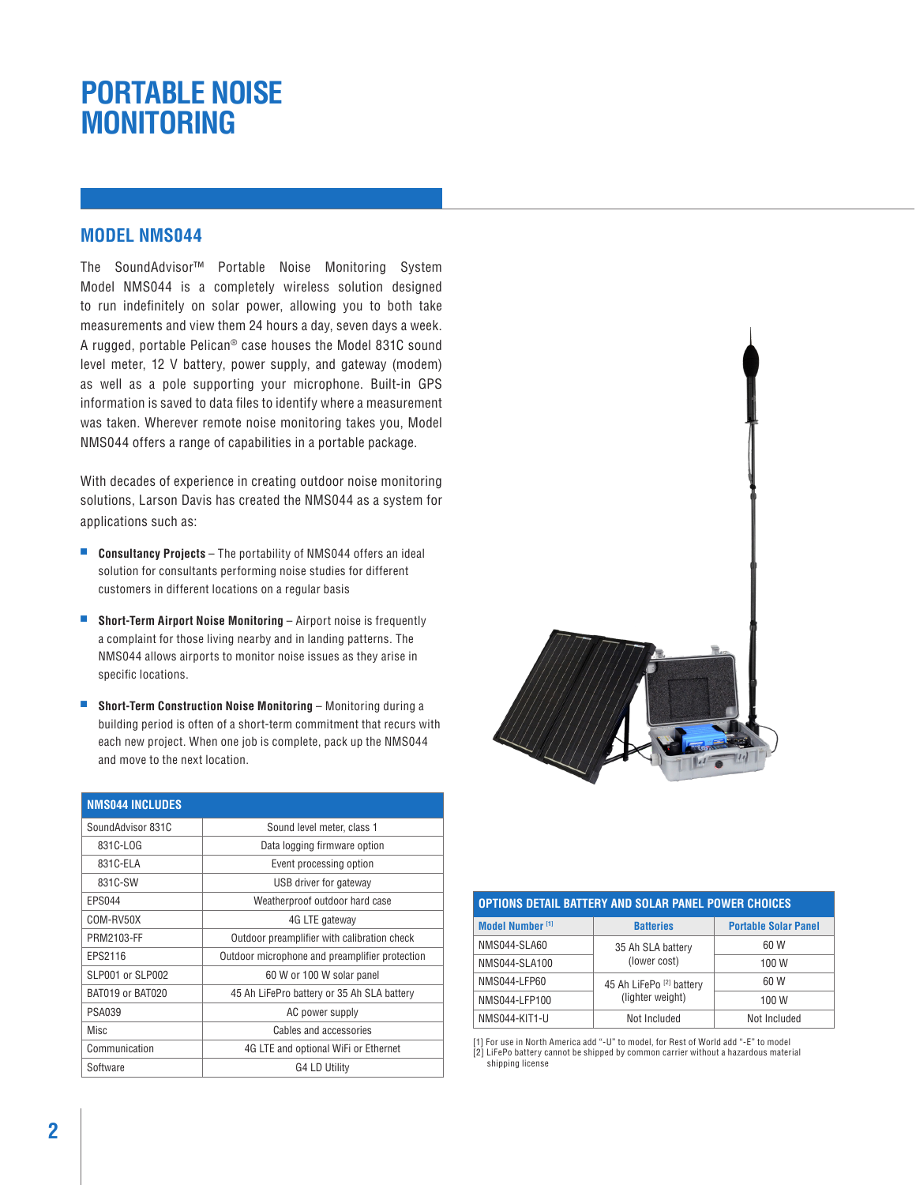# PORTABLE NOISE MONITORING

## MODEL NMS044

The SoundAdvisor™ Portable Noise Monitoring System Model NMS044 is a completely wireless solution designed to run indefinitely on solar power, allowing you to both take measurements and view them 24 hours a day, seven days a week. A rugged, portable Pelican® case houses the Model 831C sound level meter, 12 V battery, power supply, and gateway (modem) as well as a pole supporting your microphone. Built-in GPS information is saved to data files to identify where a measurement was taken. Wherever remote noise monitoring takes you, Model NMS044 offers a range of capabilities in a portable package.

With decades of experience in creating outdoor noise monitoring solutions, Larson Davis has created the NMS044 as a system for applications such as:

- **Consultancy Projects** – The portability of NMS044 offers an ideal solution for consultants performing noise studies for different customers in different locations on a regular basis
- **Short-Term Airport Noise Monitoring** – Airport noise is frequently a complaint for those living nearby and in landing patterns. The NMS044 allows airports to monitor noise issues as they arise in specific locations.
- **Short-Term Construction Noise Monitoring** – Monitoring during a building period is often of a short-term commitment that recurs with each new project. When one job is complete, pack up the NMS044 and move to the next location.

| NMS044 INCLUDES | |
|---|---|
| SoundAdvisor 831C | Sound level meter, class 1 |
| 831C-LOG | Data logging firmware option |
| 831C-ELA | Event processing option |
| 831C-SW | USB driver for gateway |
| EPS044 | Weatherproof outdoor hard case |
| COM-RV50X | 4G LTE gateway |
| PRM2103-FF | Outdoor preamplifier with calibration check |
| EPS2116 | Outdoor microphone and preamplifier protection |
| SLP001 or SLP002 | 60 W or 100 W solar panel |
| BAT019 or BAT020 | 45 Ah LiFePro battery or 35 Ah SLA battery |
| PSA039 | AC power supply |
| Misc | Cables and accessories |
| Communication | 4G LTE and optional WiFi or Ethernet |
| Software | G4 LD Utility |

| OPTIONS DETAIL BATTERY AND SOLAR PANEL POWER CHOICES | | |
|---|---|---|
| Model Number [1] | Batteries | Portable Solar Panel |
| NMS044-SLA60 | 35 Ah SLA battery (lower cost) | 60 W |
| NMS044-SLA100 | | 100 W |
| NMS044-LFP60 | 45 Ah LiFePo [2] battery (lighter weight) | 60 W |
| NMS044-LFP100 | | 100 W |
| NMS044-KIT1-U | Not Included | Not Included |

[1] For use in North America add "-U" to model, for Rest of World add "-E" to model
[2] LiFePo battery cannot be shipped by common carrier without a hazardous material shipping license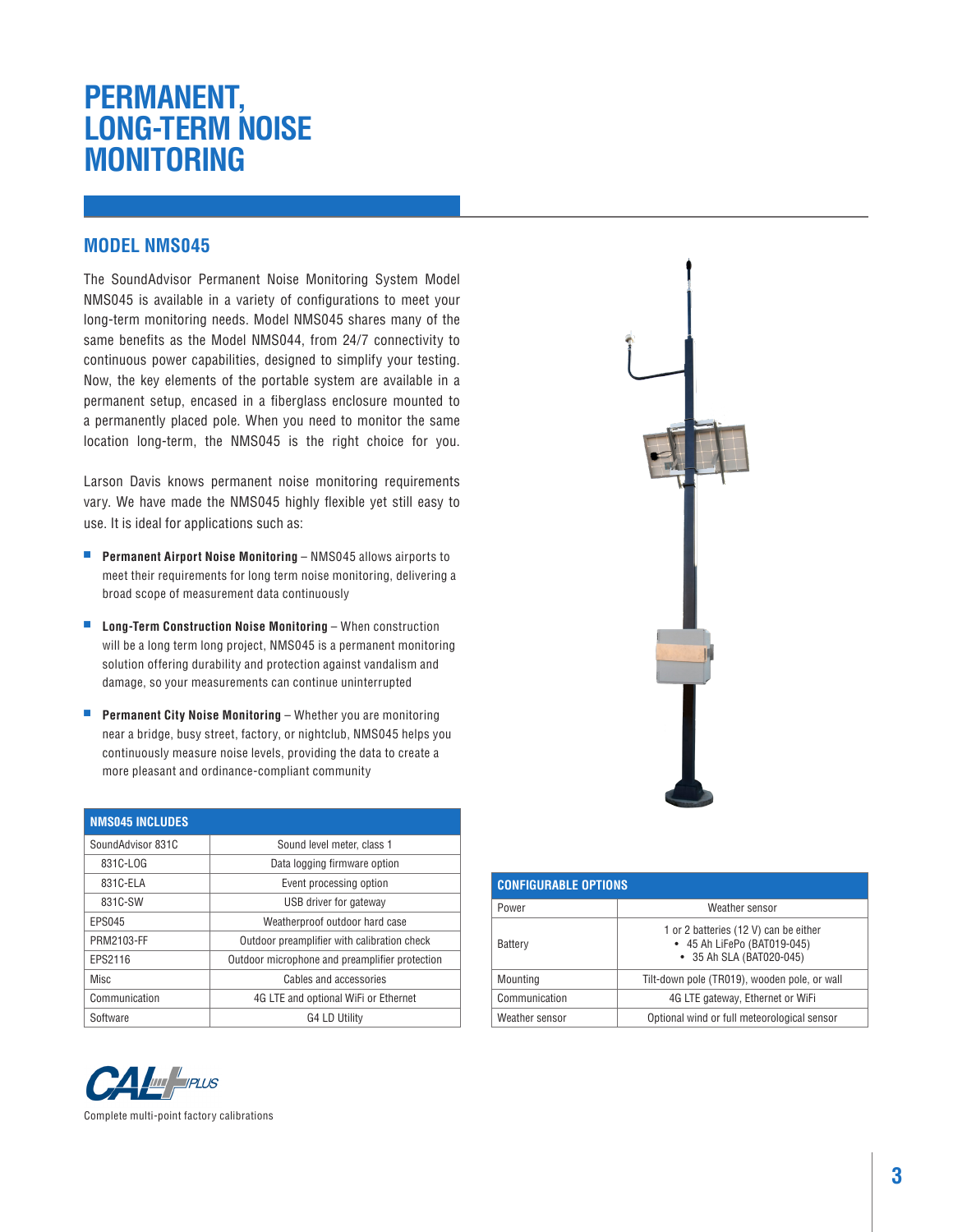# PERMANENT, LONG-TERM NOISE MONITORING

## MODEL NMS045

The SoundAdvisor Permanent Noise Monitoring System Model NMS045 is available in a variety of configurations to meet your long-term monitoring needs. Model NMS045 shares many of the same benefits as the Model NMS044, from 24/7 connectivity to continuous power capabilities, designed to simplify your testing. Now, the key elements of the portable system are available in a permanent setup, encased in a fiberglass enclosure mounted to a permanently placed pole. When you need to monitor the same location long-term, the NMS045 is the right choice for you.

Larson Davis knows permanent noise monitoring requirements vary. We have made the NMS045 highly flexible yet still easy to use. It is ideal for applications such as:

- **Permanent Airport Noise Monitoring** – NMS045 allows airports to meet their requirements for long term noise monitoring, delivering a broad scope of measurement data continuously
- **Long-Term Construction Noise Monitoring** – When construction will be a long term long project, NMS045 is a permanent monitoring solution offering durability and protection against vandalism and damage, so your measurements can continue uninterrupted
- **Permanent City Noise Monitoring** – Whether you are monitoring near a bridge, busy street, factory, or nightclub, NMS045 helps you continuously measure noise levels, providing the data to create a more pleasant and ordinance-compliant community

| NMS045 INCLUDES | |
|---|---|
| SoundAdvisor 831C | Sound level meter, class 1 |
| 831C-LOG | Data logging firmware option |
| 831C-ELA | Event processing option |
| 831C-SW | USB driver for gateway |
| EPS045 | Weatherproof outdoor hard case |
| PRM2103-FF | Outdoor preamplifier with calibration check |
| EPS2116 | Outdoor microphone and preamplifier protection |
| Misc | Cables and accessories |
| Communication | 4G LTE and optional WiFi or Ethernet |
| Software | G4 LD Utility |

| CONFIGURABLE OPTIONS | |
|---|---|
| Power | Weather sensor |
| Battery | 1 or 2 batteries (12 V) can be either<br>• 45 Ah LiFePo (BAT019-045)<br>• 35 Ah SLA (BAT020-045) |
| Mounting | Tilt-down pole (TR019), wooden pole, or wall |
| Communication | 4G LTE gateway, Ethernet or WiFi |
| Weather sensor | Optional wind or full meteorological sensor |

CAL PLUS

Complete multi-point factory calibrations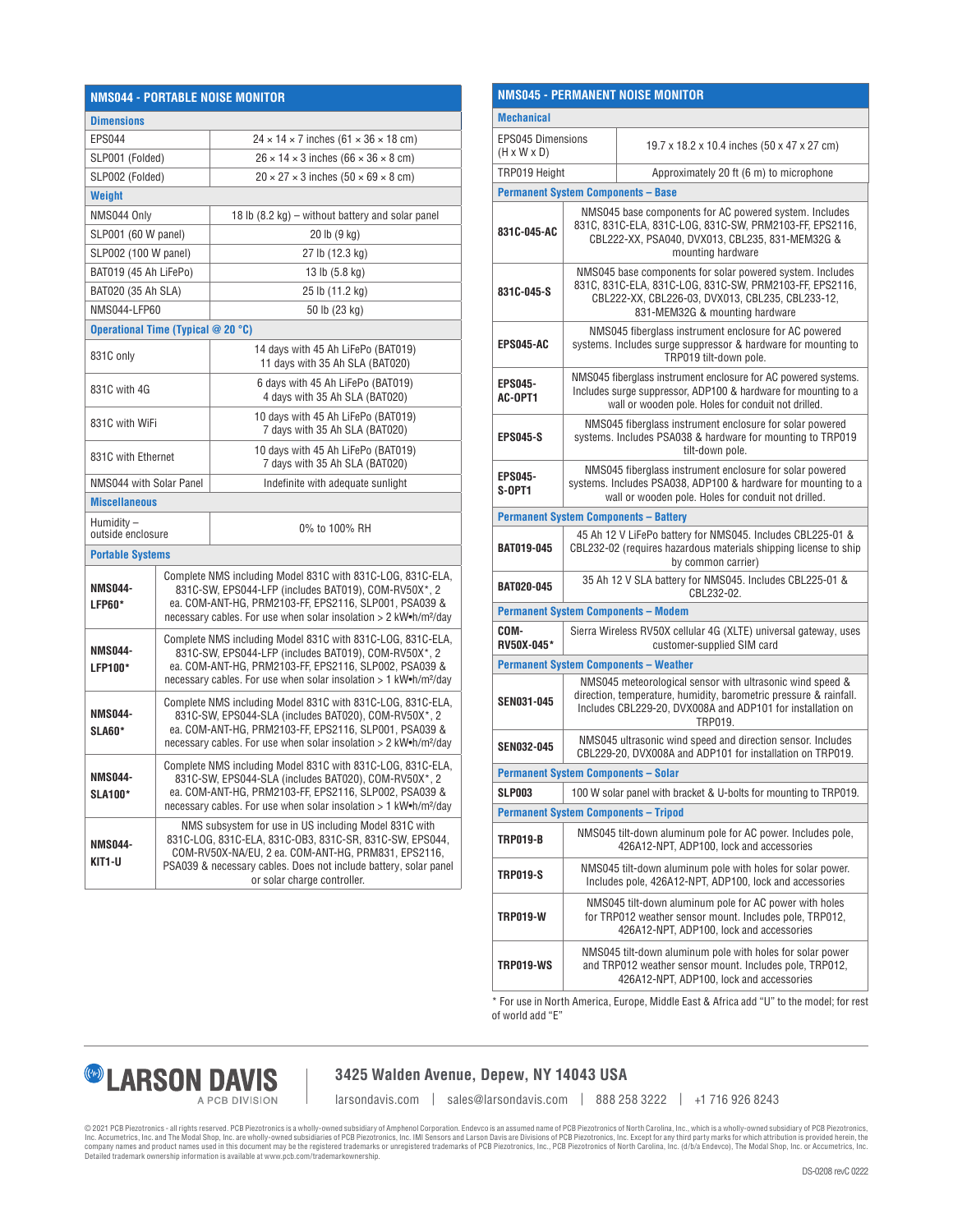## NMS044 - PORTABLE NOISE MONITOR

| | |
|---|---|
| **Dimensions** | |
| EPS044 | 24 × 14 × 7 inches (61 × 36 × 18 cm) |
| SLP001 (Folded) | 26 × 14 × 3 inches (66 × 36 × 8 cm) |
| SLP002 (Folded) | 20 × 27 × 3 inches (50 × 69 × 8 cm) |
| **Weight** | |
| NMS044 Only | 18 lb (8.2 kg) – without battery and solar panel |
| SLP001 (60 W panel) | 20 lb (9 kg) |
| SLP002 (100 W panel) | 27 lb (12.3 kg) |
| BAT019 (45 Ah LiFePo) | 13 lb (5.8 kg) |
| BAT020 (35 Ah SLA) | 25 lb (11.2 kg) |
| NMS044-LFP60 | 50 lb (23 kg) |
| **Operational Time (Typical @ 20 °C)** | |
| 831C only | 14 days with 45 Ah LiFePo (BAT019)<br>11 days with 35 Ah SLA (BAT020) |
| 831C with 4G | 6 days with 45 Ah LiFePo (BAT019)<br>4 days with 35 Ah SLA (BAT020) |
| 831C with WiFi | 10 days with 45 Ah LiFePo (BAT019)<br>7 days with 35 Ah SLA (BAT020) |
| 831C with Ethernet | 10 days with 45 Ah LiFePo (BAT019)<br>7 days with 35 Ah SLA (BAT020) |
| NMS044 with Solar Panel | Indefinite with adequate sunlight |
| **Miscellaneous** | |
| Humidity – outside enclosure | 0% to 100% RH |

| | |
|---|---|
| **Portable Systems** | |
| **NMS044-LFP60*** | Complete NMS including Model 831C with 831C-LOG, 831C-ELA, 831C-SW, EPS044-LFP (includes BAT019), COM-RV50X*, 2 ea. COM-ANT-HG, PRM2103-FF, EPS2116, SLP001, PSA039 & necessary cables. For use when solar insolation > 2 kW•h/m²/day |
| **NMS044-LFP100*** | Complete NMS including Model 831C with 831C-LOG, 831C-ELA, 831C-SW, EPS044-LFP (includes BAT019), COM-RV50X*, 2 ea. COM-ANT-HG, PRM2103-FF, EPS2116, SLP002, PSA039 & necessary cables. For use when solar insolation > 1 kW•h/m²/day |
| **NMS044-SLA60*** | Complete NMS including Model 831C with 831C-LOG, 831C-ELA, 831C-SW, EPS044-SLA (includes BAT020), COM-RV50X*, 2 ea. COM-ANT-HG, PRM2103-FF, EPS2116, SLP001, PSA039 & necessary cables. For use when solar insolation > 2 kW•h/m²/day |
| **NMS044-SLA100*** | Complete NMS including Model 831C with 831C-LOG, 831C-ELA, 831C-SW, EPS044-SLA (includes BAT020), COM-RV50X*, 2 ea. COM-ANT-HG, PRM2103-FF, EPS2116, SLP002, PSA039 & necessary cables. For use when solar insolation > 1 kW•h/m²/day |
| **NMS044-KIT1-U** | NMS subsystem for use in US including Model 831C with 831C-LOG, 831C-ELA, 831C-OB3, 831C-SR, 831C-SW, EPS044, COM-RV50X-NA/EU, 2 ea. COM-ANT-HG, PRM831, EPS2116, PSA039 & necessary cables. Does not include battery, solar panel or solar charge controller. |

## NMS045 - PERMANENT NOISE MONITOR

| | |
|---|---|
| **Mechanical** | |
| EPS045 Dimensions (H x W x D) | 19.7 x 18.2 x 10.4 inches (50 x 47 x 27 cm) |
| TRP019 Height | Approximately 20 ft (6 m) to microphone |
| **Permanent System Components – Base** | |
| **831C-045-AC** | NMS045 base components for AC powered system. Includes 831C, 831C-ELA, 831C-LOG, 831C-SW, PRM2103-FF, EPS2116, CBL222-XX, PSA040, DVX013, CBL235, 831-MEM32G & mounting hardware |
| **831C-045-S** | NMS045 base components for solar powered system. Includes 831C, 831C-ELA, 831C-LOG, 831C-SW, PRM2103-FF, EPS2116, CBL222-XX, CBL226-03, DVX013, CBL235, CBL233-12, 831-MEM32G & mounting hardware |
| **EPS045-AC** | NMS045 fiberglass instrument enclosure for AC powered systems. Includes surge suppressor & hardware for mounting to TRP019 tilt-down pole. |
| **EPS045-AC-OPT1** | NMS045 fiberglass instrument enclosure for AC powered systems. Includes surge suppressor, ADP100 & hardware for mounting to a wall or wooden pole. Holes for conduit not drilled. |
| **EPS045-S** | NMS045 fiberglass instrument enclosure for solar powered systems. Includes PSA038 & hardware for mounting to TRP019 tilt-down pole. |
| **EPS045-S-OPT1** | NMS045 fiberglass instrument enclosure for solar powered systems. Includes PSA038, ADP100 & hardware for mounting to a wall or wooden pole. Holes for conduit not drilled. |
| **Permanent System Components – Battery** | |
| **BAT019-045** | 45 Ah 12 V LiFePo battery for NMS045. Includes CBL225-01 & CBL232-02 (requires hazardous materials shipping license to ship by common carrier) |
| **BAT020-045** | 35 Ah 12 V SLA battery for NMS045. Includes CBL225-01 & CBL232-02. |
| **Permanent System Components – Modem** | |
| **COM-RV50X-045*** | Sierra Wireless RV50X cellular 4G (XLTE) universal gateway, uses customer-supplied SIM card |
| **Permanent System Components – Weather** | |
| **SEN031-045** | NMS045 meteorological sensor with ultrasonic wind speed & direction, temperature, humidity, barometric pressure & rainfall. Includes CBL229-20, DVX008A and ADP101 for installation on TRP019. |
| **SEN032-045** | NMS045 ultrasonic wind speed and direction sensor. Includes CBL229-20, DVX008A and ADP101 for installation on TRP019. |
| **Permanent System Components – Solar** | |
| **SLP003** | 100 W solar panel with bracket & U-bolts for mounting to TRP019. |
| **Permanent System Components – Tripod** | |
| **TRP019-B** | NMS045 tilt-down aluminum pole for AC power. Includes pole, 426A12-NPT, ADP100, lock and accessories |
| **TRP019-S** | NMS045 tilt-down aluminum pole with holes for solar power. Includes pole, 426A12-NPT, ADP100, lock and accessories |
| **TRP019-W** | NMS045 tilt-down aluminum pole for AC power with holes for TRP012 weather sensor mount. Includes pole, TRP012, 426A12-NPT, ADP100, lock and accessories |
| **TRP019-WS** | NMS045 tilt-down aluminum pole with holes for solar power and TRP012 weather sensor mount. Includes pole, TRP012, 426A12-NPT, ADP100, lock and accessories |

* For use in North America, Europe, Middle East & Africa add "U" to the model; for rest of world add "E"

**LARSON DAVIS** A PCB DIVISION

**3425 Walden Avenue, Depew, NY 14043 USA**

larsondavis.com | sales@larsondavis.com | 888 258 3222 | +1 716 926 8243

© 2021 PCB Piezotronics - all rights reserved. PCB Piezotronics is a wholly-owned subsidiary of Amphenol Corporation. Endevco is an assumed name of PCB Piezotronics of North Carolina, Inc., which is a wholly-owned subsidiary of PCB Piezotronics, Inc. Accumetrics, Inc. and The Modal Shop, Inc. are wholly-owned subsidiaries of PCB Piezotronics, Inc. IMI Sensors and Larson Davis are Divisions of PCB Piezotronics, Inc. Except for any third party marks for which attribution is provided herein, the company names and product names used in this document may be the registered trademarks or unregistered trademarks of PCB Piezotronics, Inc., PCB Piezotronics of North Carolina, Inc. (d/b/a Endevco), The Modal Shop, Inc. or Accumetrics, Inc. Detailed trademark ownership information is available at www.pcb.com/trademarkownership.

DS-0208 revC 0222